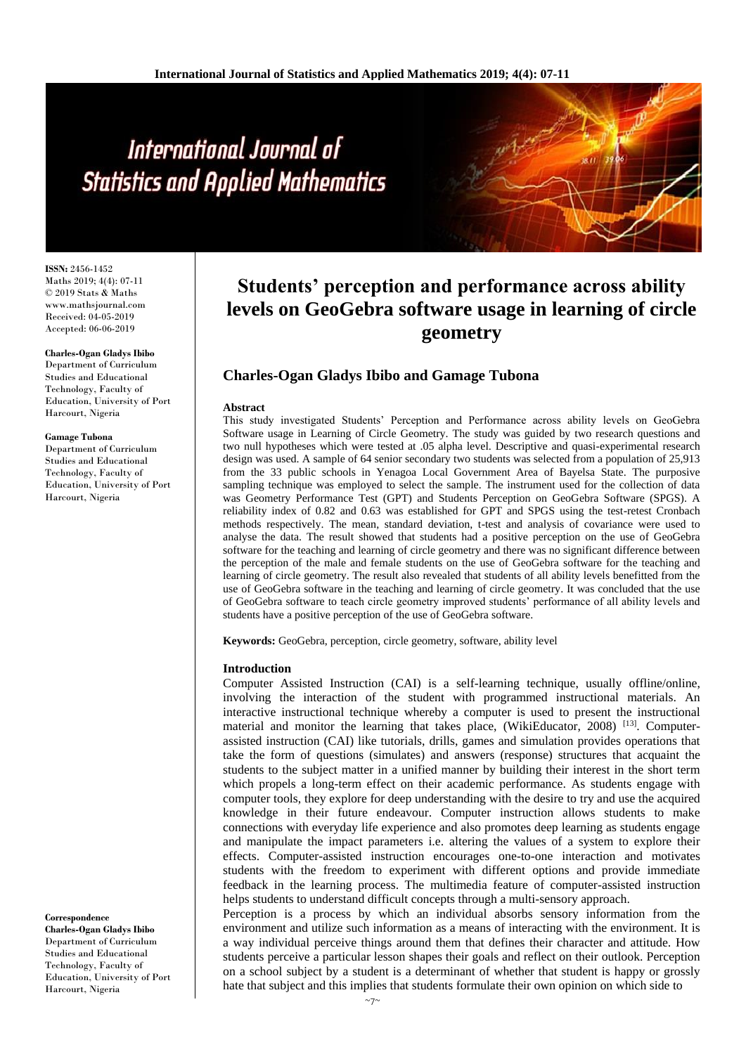**ISSN:** 2456-1452
Maths 2019; 4(4): 07-11
© 2019 Stats & Maths
www.mathsjournal.com
Received: 04-05-2019
Accepted: 06-06-2019

**Charles-Ogan Gladys Ibibo**
Department of Curriculum Studies and Educational Technology, Faculty of Education, University of Port Harcourt, Nigeria

**Gamage Tubona**
Department of Curriculum Studies and Educational Technology, Faculty of Education, University of Port Harcourt, Nigeria

**Correspondence**
**Charles-Ogan Gladys Ibibo**
Department of Curriculum Studies and Educational Technology, Faculty of Education, University of Port Harcourt, Nigeria

# Students' perception and performance across ability levels on GeoGebra software usage in learning of circle geometry

## Charles-Ogan Gladys Ibibo and Gamage Tubona

### Abstract

This study investigated Students' Perception and Performance across ability levels on GeoGebra Software usage in Learning of Circle Geometry. The study was guided by two research questions and two null hypotheses which were tested at .05 alpha level. Descriptive and quasi-experimental research design was used. A sample of 64 senior secondary two students was selected from a population of 25,913 from the 33 public schools in Yenagoa Local Government Area of Bayelsa State. The purposive sampling technique was employed to select the sample. The instrument used for the collection of data was Geometry Performance Test (GPT) and Students Perception on GeoGebra Software (SPGS). A reliability index of 0.82 and 0.63 was established for GPT and SPGS using the test-retest Cronbach methods respectively. The mean, standard deviation, t-test and analysis of covariance were used to analyse the data. The result showed that students had a positive perception on the use of GeoGebra software for the teaching and learning of circle geometry and there was no significant difference between the perception of the male and female students on the use of GeoGebra software for the teaching and learning of circle geometry. The result also revealed that students of all ability levels benefitted from the use of GeoGebra software in the teaching and learning of circle geometry. It was concluded that the use of GeoGebra software to teach circle geometry improved students' performance of all ability levels and students have a positive perception of the use of GeoGebra software.

**Keywords:** GeoGebra, perception, circle geometry, software, ability level

### Introduction

Computer Assisted Instruction (CAI) is a self-learning technique, usually offline/online, involving the interaction of the student with programmed instructional materials. An interactive instructional technique whereby a computer is used to present the instructional material and monitor the learning that takes place, (WikiEducator, 2008) [13]. Computer-assisted instruction (CAI) like tutorials, drills, games and simulation provides operations that take the form of questions (simulates) and answers (response) structures that acquaint the students to the subject matter in a unified manner by building their interest in the short term which propels a long-term effect on their academic performance. As students engage with computer tools, they explore for deep understanding with the desire to try and use the acquired knowledge in their future endeavour. Computer instruction allows students to make connections with everyday life experience and also promotes deep learning as students engage and manipulate the impact parameters i.e. altering the values of a system to explore their effects. Computer-assisted instruction encourages one-to-one interaction and motivates students with the freedom to experiment with different options and provide immediate feedback in the learning process. The multimedia feature of computer-assisted instruction helps students to understand difficult concepts through a multi-sensory approach.

Perception is a process by which an individual absorbs sensory information from the environment and utilize such information as a means of interacting with the environment. It is a way individual perceive things around them that defines their character and attitude. How students perceive a particular lesson shapes their goals and reflect on their outlook. Perception on a school subject by a student is a determinant of whether that student is happy or grossly hate that subject and this implies that students formulate their own opinion on which side to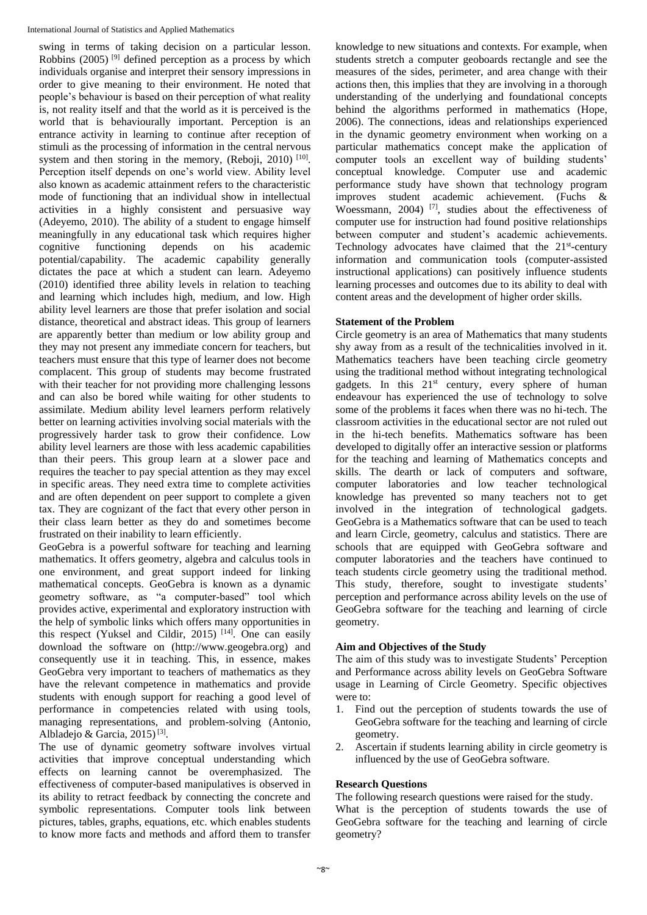swing in terms of taking decision on a particular lesson. Robbins (2005) [9] defined perception as a process by which individuals organise and interpret their sensory impressions in order to give meaning to their environment. He noted that people's behaviour is based on their perception of what reality is, not reality itself and that the world as it is perceived is the world that is behaviourally important. Perception is an entrance activity in learning to continue after reception of stimuli as the processing of information in the central nervous system and then storing in the memory, (Reboji, 2010) [10]. Perception itself depends on one's world view. Ability level also known as academic attainment refers to the characteristic mode of functioning that an individual show in intellectual activities in a highly consistent and persuasive way (Adeyemo, 2010). The ability of a student to engage himself meaningfully in any educational task which requires higher cognitive functioning depends on his academic potential/capability. The academic capability generally dictates the pace at which a student can learn. Adeyemo (2010) identified three ability levels in relation to teaching and learning which includes high, medium, and low. High ability level learners are those that prefer isolation and social distance, theoretical and abstract ideas. This group of learners are apparently better than medium or low ability group and they may not present any immediate concern for teachers, but teachers must ensure that this type of learner does not become complacent. This group of students may become frustrated with their teacher for not providing more challenging lessons and can also be bored while waiting for other students to assimilate. Medium ability level learners perform relatively better on learning activities involving social materials with the progressively harder task to grow their confidence. Low ability level learners are those with less academic capabilities than their peers. This group learn at a slower pace and requires the teacher to pay special attention as they may excel in specific areas. They need extra time to complete activities and are often dependent on peer support to complete a given tax. They are cognizant of the fact that every other person in their class learn better as they do and sometimes become frustrated on their inability to learn efficiently.

GeoGebra is a powerful software for teaching and learning mathematics. It offers geometry, algebra and calculus tools in one environment, and great support indeed for linking mathematical concepts. GeoGebra is known as a dynamic geometry software, as "a computer-based" tool which provides active, experimental and exploratory instruction with the help of symbolic links which offers many opportunities in this respect (Yuksel and Cildir, 2015) [14]. One can easily download the software on (http://www.geogebra.org) and consequently use it in teaching. This, in essence, makes GeoGebra very important to teachers of mathematics as they have the relevant competence in mathematics and provide students with enough support for reaching a good level of performance in competencies related with using tools, managing representations, and problem-solving (Antonio, Albladejo & Garcia, 2015) [3].

The use of dynamic geometry software involves virtual activities that improve conceptual understanding which effects on learning cannot be overemphasized. The effectiveness of computer-based manipulatives is observed in its ability to retract feedback by connecting the concrete and symbolic representations. Computer tools link between pictures, tables, graphs, equations, etc. which enables students to know more facts and methods and afford them to transfer knowledge to new situations and contexts. For example, when students stretch a computer geoboards rectangle and see the measures of the sides, perimeter, and area change with their actions then, this implies that they are involving in a thorough understanding of the underlying and foundational concepts behind the algorithms performed in mathematics (Hope, 2006). The connections, ideas and relationships experienced in the dynamic geometry environment when working on a particular mathematics concept make the application of computer tools an excellent way of building students' conceptual knowledge. Computer use and academic performance study have shown that technology program improves student academic achievement. (Fuchs & Woessmann, 2004) [7], studies about the effectiveness of computer use for instruction had found positive relationships between computer and student's academic achievements. Technology advocates have claimed that the 21st-century information and communication tools (computer-assisted instructional applications) can positively influence students learning processes and outcomes due to its ability to deal with content areas and the development of higher order skills.

### Statement of the Problem

Circle geometry is an area of Mathematics that many students shy away from as a result of the technicalities involved in it. Mathematics teachers have been teaching circle geometry using the traditional method without integrating technological gadgets. In this 21st century, every sphere of human endeavour has experienced the use of technology to solve some of the problems it faces when there was no hi-tech. The classroom activities in the educational sector are not ruled out in the hi-tech benefits. Mathematics software has been developed to digitally offer an interactive session or platforms for the teaching and learning of Mathematics concepts and skills. The dearth or lack of computers and software, computer laboratories and low teacher technological knowledge has prevented so many teachers not to get involved in the integration of technological gadgets. GeoGebra is a Mathematics software that can be used to teach and learn Circle, geometry, calculus and statistics. There are schools that are equipped with GeoGebra software and computer laboratories and the teachers have continued to teach students circle geometry using the traditional method. This study, therefore, sought to investigate students' perception and performance across ability levels on the use of GeoGebra software for the teaching and learning of circle geometry.

### Aim and Objectives of the Study

The aim of this study was to investigate Students' Perception and Performance across ability levels on GeoGebra Software usage in Learning of Circle Geometry. Specific objectives were to:

1. Find out the perception of students towards the use of GeoGebra software for the teaching and learning of circle geometry.
2. Ascertain if students learning ability in circle geometry is influenced by the use of GeoGebra software.

### Research Questions

The following research questions were raised for the study.

What is the perception of students towards the use of GeoGebra software for the teaching and learning of circle geometry?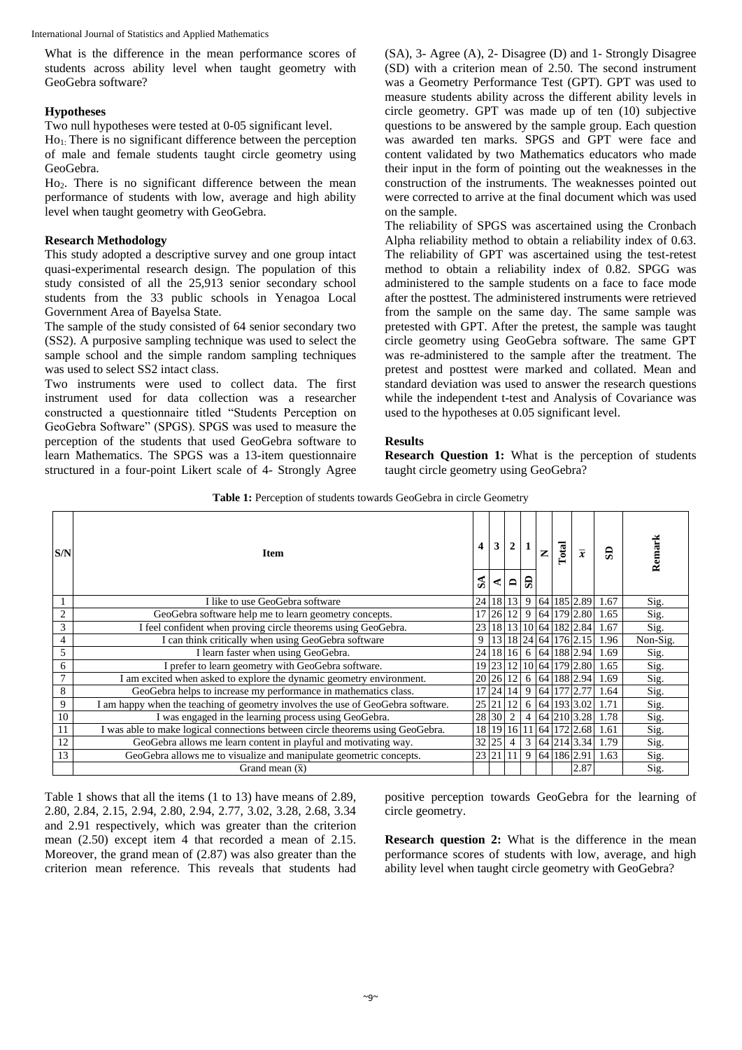What is the difference in the mean performance scores of students across ability level when taught geometry with GeoGebra software?

### Hypotheses

Two null hypotheses were tested at 0-05 significant level.

$Ho_1$: There is no significant difference between the perception of male and female students taught circle geometry using GeoGebra.

$Ho_2$. There is no significant difference between the mean performance of students with low, average and high ability level when taught geometry with GeoGebra.

### Research Methodology

This study adopted a descriptive survey and one group intact quasi-experimental research design. The population of this study consisted of all the 25,913 senior secondary school students from the 33 public schools in Yenagoa Local Government Area of Bayelsa State.

The sample of the study consisted of 64 senior secondary two (SS2). A purposive sampling technique was used to select the sample school and the simple random sampling techniques was used to select SS2 intact class.

Two instruments were used to collect data. The first instrument used for data collection was a researcher constructed a questionnaire titled "Students Perception on GeoGebra Software" (SPGS). SPGS was used to measure the perception of the students that used GeoGebra software to learn Mathematics. The SPGS was a 13-item questionnaire structured in a four-point Likert scale of 4- Strongly Agree (SA), 3- Agree (A), 2- Disagree (D) and 1- Strongly Disagree (SD) with a criterion mean of 2.50. The second instrument was a Geometry Performance Test (GPT). GPT was used to measure students ability across the different ability levels in circle geometry. GPT was made up of ten (10) subjective questions to be answered by the sample group. Each question was awarded ten marks. SPGS and GPT were face and content validated by two Mathematics educators who made their input in the form of pointing out the weaknesses in the construction of the instruments. The weaknesses pointed out were corrected to arrive at the final document which was used on the sample.

The reliability of SPGS was ascertained using the Cronbach Alpha reliability method to obtain a reliability index of 0.63. The reliability of GPT was ascertained using the test-retest method to obtain a reliability index of 0.82. SPGG was administered to the sample students on a face to face mode after the posttest. The administered instruments were retrieved from the sample on the same day. The same sample was pretested with GPT. After the pretest, the sample was taught circle geometry using GeoGebra software. The same GPT was re-administered to the sample after the treatment. The pretest and posttest were marked and collated. Mean and standard deviation was used to answer the research questions while the independent t-test and Analysis of Covariance was used to the hypotheses at 0.05 significant level.

### Results

**Research Question 1:** What is the perception of students taught circle geometry using GeoGebra?

**Table 1:** Perception of students towards GeoGebra in circle Geometry

| S/N | Item | 4 SA | 3 A | 2 D | 1 SD | N | Total | $\bar{x}$ | SD | Remark |
|---|---|---|---|---|---|---|---|---|---|---|
| 1 | I like to use GeoGebra software | 24 | 18 | 13 | 9 | 64 | 185 | 2.89 | 1.67 | Sig. |
| 2 | GeoGebra software help me to learn geometry concepts. | 17 | 26 | 12 | 9 | 64 | 179 | 2.80 | 1.65 | Sig. |
| 3 | I feel confident when proving circle theorems using GeoGebra. | 23 | 18 | 13 | 10 | 64 | 182 | 2.84 | 1.67 | Sig. |
| 4 | I can think critically when using GeoGebra software | 9 | 13 | 18 | 24 | 64 | 176 | 2.15 | 1.96 | Non-Sig. |
| 5 | I learn faster when using GeoGebra. | 24 | 18 | 16 | 6 | 64 | 188 | 2.94 | 1.69 | Sig. |
| 6 | I prefer to learn geometry with GeoGebra software. | 19 | 23 | 12 | 10 | 64 | 179 | 2.80 | 1.65 | Sig. |
| 7 | I am excited when asked to explore the dynamic geometry environment. | 20 | 26 | 12 | 6 | 64 | 188 | 2.94 | 1.69 | Sig. |
| 8 | GeoGebra helps to increase my performance in mathematics class. | 17 | 24 | 14 | 9 | 64 | 177 | 2.77 | 1.64 | Sig. |
| 9 | I am happy when the teaching of geometry involves the use of GeoGebra software. | 25 | 21 | 12 | 6 | 64 | 193 | 3.02 | 1.71 | Sig. |
| 10 | I was engaged in the learning process using GeoGebra. | 28 | 30 | 2 | 4 | 64 | 210 | 3.28 | 1.78 | Sig. |
| 11 | I was able to make logical connections between circle theorems using GeoGebra. | 18 | 19 | 16 | 11 | 64 | 172 | 2.68 | 1.61 | Sig. |
| 12 | GeoGebra allows me learn content in playful and motivating way. | 32 | 25 | 4 | 3 | 64 | 214 | 3.34 | 1.79 | Sig. |
| 13 | GeoGebra allows me to visualize and manipulate geometric concepts. | 23 | 21 | 11 | 9 | 64 | 186 | 2.91 | 1.63 | Sig. |
| | Grand mean ($\bar{x}$) | | | | | | | 2.87 | | Sig. |

Table 1 shows that all the items (1 to 13) have means of 2.89, 2.80, 2.84, 2.15, 2.94, 2.80, 2.94, 2.77, 3.02, 3.28, 2.68, 3.34 and 2.91 respectively, which was greater than the criterion mean (2.50) except item 4 that recorded a mean of 2.15. Moreover, the grand mean of (2.87) was also greater than the criterion mean reference. This reveals that students had positive perception towards GeoGebra for the learning of circle geometry.

**Research question 2:** What is the difference in the mean performance scores of students with low, average, and high ability level when taught circle geometry with GeoGebra?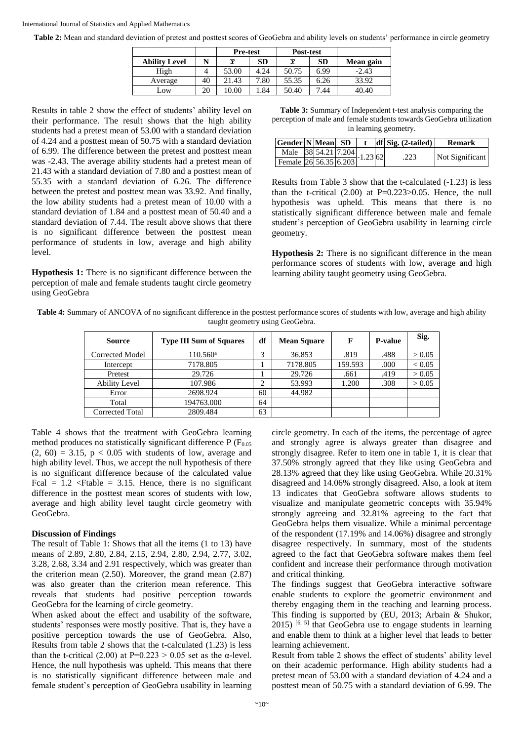**Table 2:** Mean and standard deviation of pretest and posttest scores of GeoGebra and ability levels on students' performance in circle geometry

| | | Pre-test | | Post-test | | |
|---|---|---|---|---|---|---|
| **Ability Level** | **N** | $\bar{x}$ | **SD** | $\bar{x}$ | **SD** | **Mean gain** |
| High | 4 | 53.00 | 4.24 | 50.75 | 6.99 | -2.43 |
| Average | 40 | 21.43 | 7.80 | 55.35 | 6.26 | 33.92 |
| Low | 20 | 10.00 | 1.84 | 50.40 | 7.44 | 40.40 |

Results in table 2 show the effect of students' ability level on their performance. The result shows that the high ability students had a pretest mean of 53.00 with a standard deviation of 4.24 and a posttest mean of 50.75 with a standard deviation of 6.99. The difference between the pretest and posttest mean was -2.43. The average ability students had a pretest mean of 21.43 with a standard deviation of 7.80 and a posttest mean of 55.35 with a standard deviation of 6.26. The difference between the pretest and posttest mean was 33.92. And finally, the low ability students had a pretest mean of 10.00 with a standard deviation of 1.84 and a posttest mean of 50.40 and a standard deviation of 7.44. The result above shows that there is no significant difference between the posttest mean performance of students in low, average and high ability level.

**Hypothesis 1:** There is no significant difference between the perception of male and female students taught circle geometry using GeoGebra

**Table 3:** Summary of Independent t-test analysis comparing the perception of male and female students towards GeoGebra utilization in learning geometry.

| Gender | N | Mean | SD | t | df | Sig. (2-tailed) | Remark |
|---|---|---|---|---|---|---|---|
| Male | 38 | 54.21 | 7.204 | -1.23 | 62 | .223 | Not Significant |
| Female | 26 | 56.35 | 6.203 | | | | |

Results from Table 3 show that the t-calculated (-1.23) is less than the t-critical (2.00) at P=0.223>0.05. Hence, the null hypothesis was upheld. This means that there is no statistically significant difference between male and female student's perception of GeoGebra usability in learning circle geometry.

**Hypothesis 2:** There is no significant difference in the mean performance scores of students with low, average and high learning ability taught geometry using GeoGebra.

**Table 4:** Summary of ANCOVA of no significant difference in the posttest performance scores of students with low, average and high ability taught geometry using GeoGebra.

| Source | Type III Sum of Squares | df | Mean Square | F | P-value | Sig. |
|---|---|---|---|---|---|---|
| Corrected Model | 110.560[a] | 3 | 36.853 | .819 | .488 | > 0.05 |
| Intercept | 7178.805 | 1 | 7178.805 | 159.593 | .000 | < 0.05 |
| Pretest | 29.726 | 1 | 29.726 | .661 | .419 | > 0.05 |
| Ability Level | 107.986 | 2 | 53.993 | 1.200 | .308 | > 0.05 |
| Error | 2698.924 | 60 | 44.982 | | | |
| Total | 194763.000 | 64 | | | | |
| Corrected Total | 2809.484 | 63 | | | | |

Table 4 shows that the treatment with GeoGebra learning method produces no statistically significant difference P ($F_{0.05}$ (2, 60) = 3.15, $p < 0.05$ with students of low, average and high ability level. Thus, we accept the null hypothesis of there is no significant difference because of the calculated value Fcal = 1.2 <Ftable = 3.15. Hence, there is no significant difference in the posttest mean scores of students with low, average and high ability level taught circle geometry with GeoGebra.

### Discussion of Findings

The result of Table 1: Shows that all the items (1 to 13) have means of 2.89, 2.80, 2.84, 2.15, 2.94, 2.80, 2.94, 2.77, 3.02, 3.28, 2.68, 3.34 and 2.91 respectively, which was greater than the criterion mean (2.50). Moreover, the grand mean (2.87) was also greater than the criterion mean reference. This reveals that students had positive perception towards GeoGebra for the learning of circle geometry.

When asked about the effect and usability of the software, students' responses were mostly positive. That is, they have a positive perception towards the use of GeoGebra. Also, Results from table 2 shows that the t-calculated (1.23) is less than the t-critical (2.00) at P=0.223 > 0.05 set as the α-level. Hence, the null hypothesis was upheld. This means that there is no statistically significant difference between male and female student's perception of GeoGebra usability in learning circle geometry. In each of the items, the percentage of agree and strongly agree is always greater than disagree and strongly disagree. Refer to item one in table 1, it is clear that 37.50% strongly agreed that they like using GeoGebra and 28.13% agreed that they like using GeoGebra. While 20.31% disagreed and 14.06% strongly disagreed. Also, a look at item 13 indicates that GeoGebra software allows students to visualize and manipulate geometric concepts with 35.94% strongly agreeing and 32.81% agreeing to the fact that GeoGebra helps them visualize. While a minimal percentage of the respondent (17.19% and 14.06%) disagree and strongly disagree respectively. In summary, most of the students agreed to the fact that GeoGebra software makes them feel confident and increase their performance through motivation and critical thinking.

The findings suggest that GeoGebra interactive software enable students to explore the geometric environment and thereby engaging them in the teaching and learning process. This finding is supported by (EU, 2013; Arbain & Shukor, 2015) [6, 5] that GeoGebra use to engage students in learning and enable them to think at a higher level that leads to better learning achievement.

Result from table 2 shows the effect of students' ability level on their academic performance. High ability students had a pretest mean of 53.00 with a standard deviation of 4.24 and a posttest mean of 50.75 with a standard deviation of 6.99. The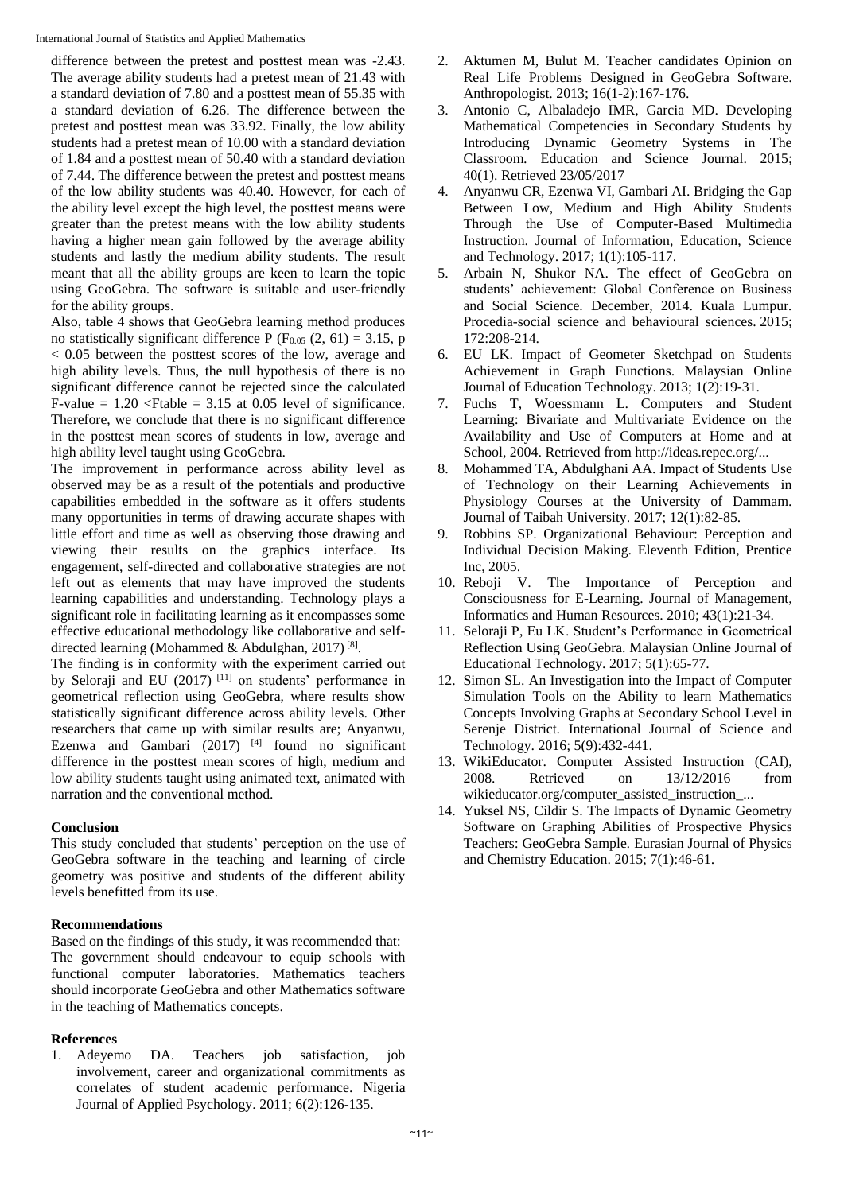difference between the pretest and posttest mean was -2.43. The average ability students had a pretest mean of 21.43 with a standard deviation of 7.80 and a posttest mean of 55.35 with a standard deviation of 6.26. The difference between the pretest and posttest mean was 33.92. Finally, the low ability students had a pretest mean of 10.00 with a standard deviation of 1.84 and a posttest mean of 50.40 with a standard deviation of 7.44. The difference between the pretest and posttest means of the low ability students was 40.40. However, for each of the ability level except the high level, the posttest means were greater than the pretest means with the low ability students having a higher mean gain followed by the average ability students and lastly the medium ability students. The result meant that all the ability groups are keen to learn the topic using GeoGebra. The software is suitable and user-friendly for the ability groups.

Also, table 4 shows that GeoGebra learning method produces no statistically significant difference P ($F_{0.05}$ (2, 61) = 3.15, $p < 0.05$ between the posttest scores of the low, average and high ability levels. Thus, the null hypothesis of there is no significant difference cannot be rejected since the calculated F-value = 1.20 <Ftable = 3.15 at 0.05 level of significance. Therefore, we conclude that there is no significant difference in the posttest mean scores of students in low, average and high ability level taught using GeoGebra.

The improvement in performance across ability level as observed may be as a result of the potentials and productive capabilities embedded in the software as it offers students many opportunities in terms of drawing accurate shapes with little effort and time as well as observing those drawing and viewing their results on the graphics interface. Its engagement, self-directed and collaborative strategies are not left out as elements that may have improved the students learning capabilities and understanding. Technology plays a significant role in facilitating learning as it encompasses some effective educational methodology like collaborative and self-directed learning (Mohammed & Abdulghan, 2017) [8].

The finding is in conformity with the experiment carried out by Seloraji and EU (2017) [11] on students' performance in geometrical reflection using GeoGebra, where results show statistically significant difference across ability levels. Other researchers that came up with similar results are; Anyanwu, Ezenwa and Gambari (2017) [4] found no significant difference in the posttest mean scores of high, medium and low ability students taught using animated text, animated with narration and the conventional method.

**Conclusion**

This study concluded that students' perception on the use of GeoGebra software in the teaching and learning of circle geometry was positive and students of the different ability levels benefitted from its use.

**Recommendations**

Based on the findings of this study, it was recommended that: The government should endeavour to equip schools with functional computer laboratories. Mathematics teachers should incorporate GeoGebra and other Mathematics software in the teaching of Mathematics concepts.

**References**

1. Adeyemo DA. Teachers job satisfaction, job involvement, career and organizational commitments as correlates of student academic performance. Nigeria Journal of Applied Psychology. 2011; 6(2):126-135.
2. Aktumen M, Bulut M. Teacher candidates Opinion on Real Life Problems Designed in GeoGebra Software. Anthropologist. 2013; 16(1-2):167-176.
3. Antonio C, Albaladejo IMR, Garcia MD. Developing Mathematical Competencies in Secondary Students by Introducing Dynamic Geometry Systems in The Classroom. Education and Science Journal. 2015; 40(1). Retrieved 23/05/2017
4. Anyanwu CR, Ezenwa VI, Gambari AI. Bridging the Gap Between Low, Medium and High Ability Students Through the Use of Computer-Based Multimedia Instruction. Journal of Information, Education, Science and Technology. 2017; 1(1):105-117.
5. Arbain N, Shukor NA. The effect of GeoGebra on students' achievement: Global Conference on Business and Social Science. December, 2014. Kuala Lumpur. Procedia-social science and behavioural sciences. 2015; 172:208-214.
6. EU LK. Impact of Geometer Sketchpad on Students Achievement in Graph Functions. Malaysian Online Journal of Education Technology. 2013; 1(2):19-31.
7. Fuchs T, Woessmann L. Computers and Student Learning: Bivariate and Multivariate Evidence on the Availability and Use of Computers at Home and at School, 2004. Retrieved from http://ideas.repec.org/...
8. Mohammed TA, Abdulghani AA. Impact of Students Use of Technology on their Learning Achievements in Physiology Courses at the University of Dammam. Journal of Taibah University. 2017; 12(1):82-85.
9. Robbins SP. Organizational Behaviour: Perception and Individual Decision Making. Eleventh Edition, Prentice Inc, 2005.
10. Reboji V. The Importance of Perception and Consciousness for E-Learning. Journal of Management, Informatics and Human Resources. 2010; 43(1):21-34.
11. Seloraji P, Eu LK. Student's Performance in Geometrical Reflection Using GeoGebra. Malaysian Online Journal of Educational Technology. 2017; 5(1):65-77.
12. Simon SL. An Investigation into the Impact of Computer Simulation Tools on the Ability to learn Mathematics Concepts Involving Graphs at Secondary School Level in Serenje District. International Journal of Science and Technology. 2016; 5(9):432-441.
13. WikiEducator. Computer Assisted Instruction (CAI), 2008. Retrieved on 13/12/2016 from wikieducator.org/computer_assisted_instruction_...
14. Yuksel NS, Cildir S. The Impacts of Dynamic Geometry Software on Graphing Abilities of Prospective Physics Teachers: GeoGebra Sample. Eurasian Journal of Physics and Chemistry Education. 2015; 7(1):46-61.